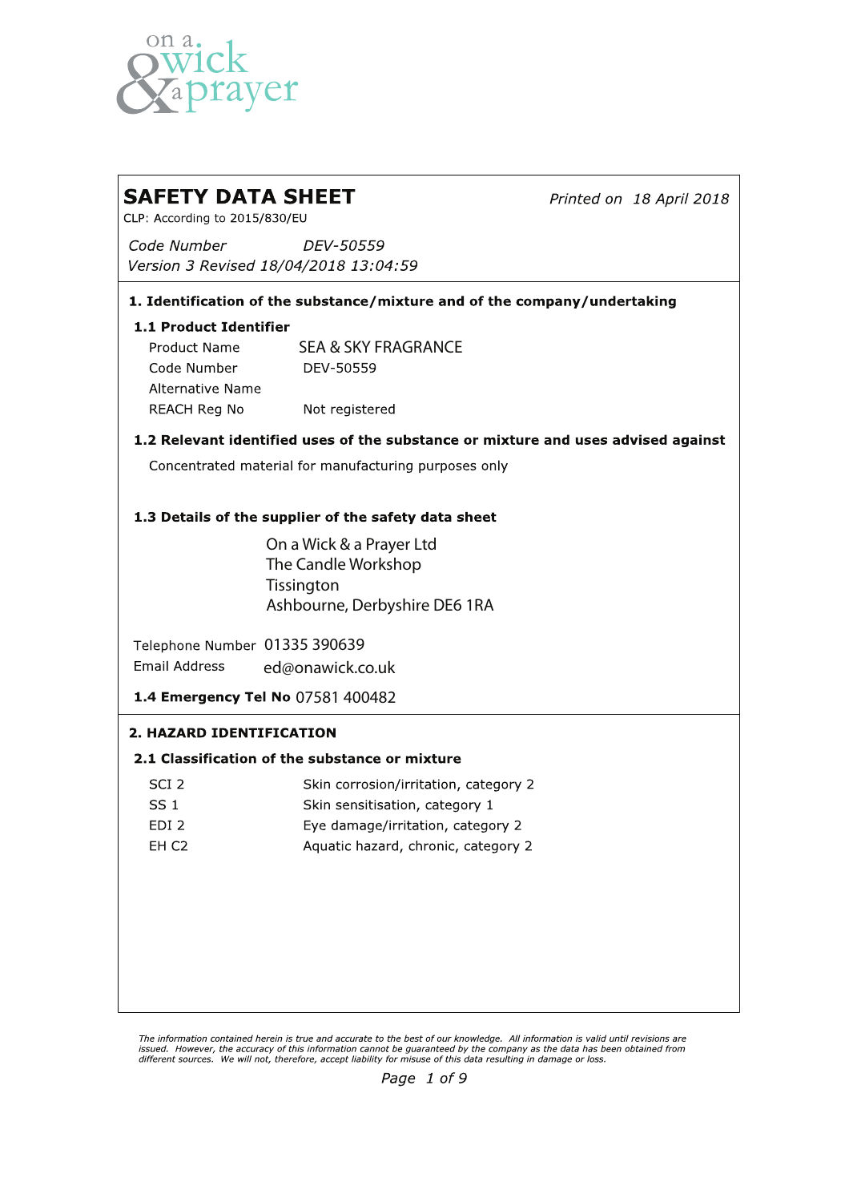on a wick & a prayer

# SAFETY DATA SHEET

*Printed on 18 April 2018*

CLP: According to 2015/830/EU

*Code Number* *DEV-50559*

*Version 3 Revised 18/04/2018 13:04:59*

## 1. Identification of the substance/mixture and of the company/undertaking

### 1.1 Product Identifier

| | |
|---|---|
| Product Name | SEA & SKY FRAGRANCE |
| Code Number | DEV-50559 |
| Alternative Name | |
| REACH Reg No | Not registered |

### 1.2 Relevant identified uses of the substance or mixture and uses advised against

Concentrated material for manufacturing purposes only

### 1.3 Details of the supplier of the safety data sheet

On a Wick & a Prayer Ltd
The Candle Workshop
Tissington
Ashbourne, Derbyshire DE6 1RA

Telephone Number 01335 390639
Email Address ed@onawick.co.uk

**1.4 Emergency Tel No** 07581 400482

## 2. HAZARD IDENTIFICATION

### 2.1 Classification of the substance or mixture

| | |
|---|---|
| SCI 2 | Skin corrosion/irritation, category 2 |
| SS 1 | Skin sensitisation, category 1 |
| EDI 2 | Eye damage/irritation, category 2 |
| EH C2 | Aquatic hazard, chronic, category 2 |

*The information contained herein is true and accurate to the best of our knowledge. All information is valid until revisions are issued. However, the accuracy of this information cannot be guaranteed by the company as the data has been obtained from different sources. We will not, therefore, accept liability for misuse of this data resulting in damage or loss.*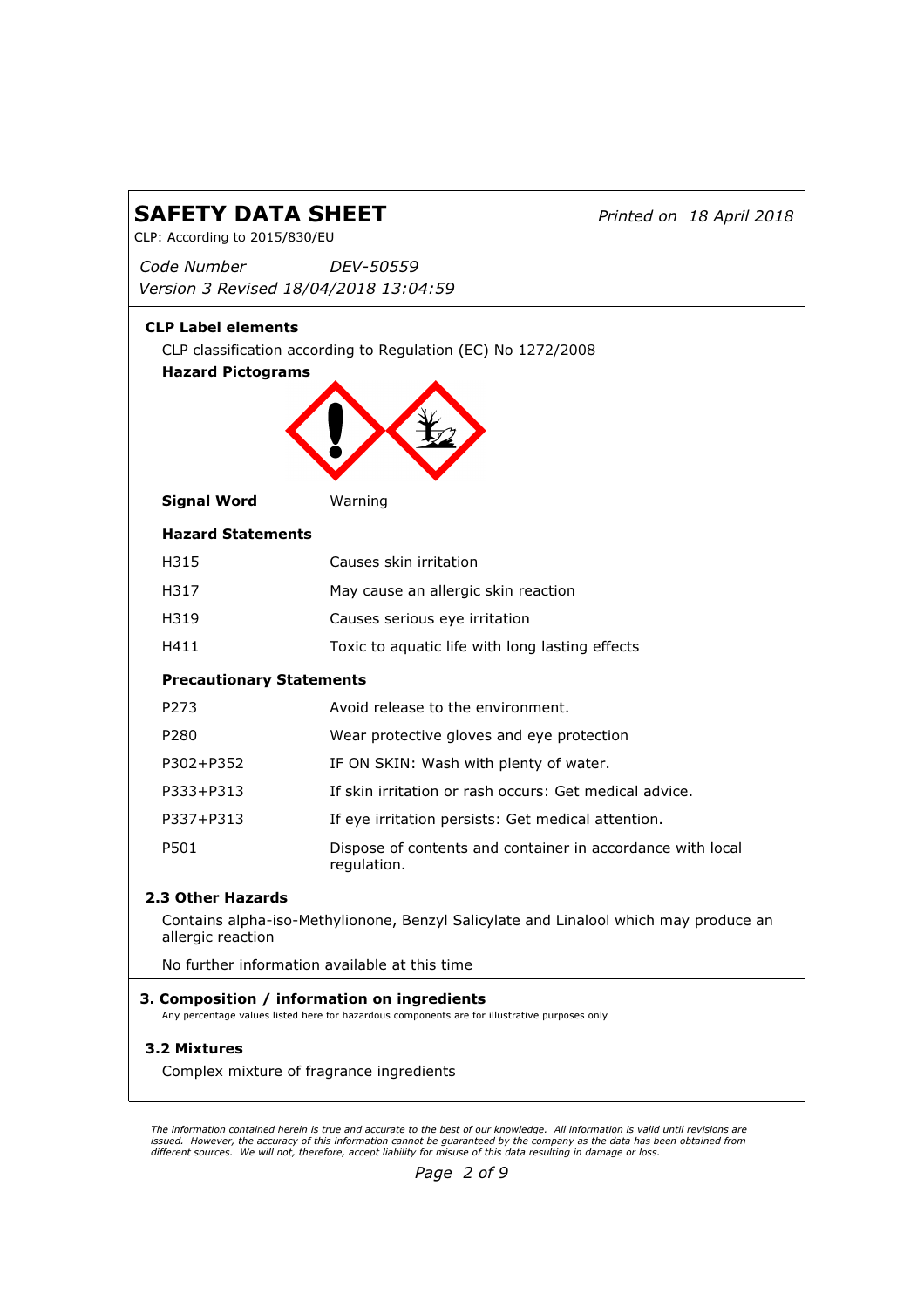# SAFETY DATA SHEET

*Printed on 18 April 2018*

CLP: According to 2015/830/EU

*Code Number* *DEV-50559*

*Version 3 Revised 18/04/2018 13:04:59*

### CLP Label elements

CLP classification according to Regulation (EC) No 1272/2008

**Hazard Pictograms**

| **Signal Word** | Warning |
|---|---|

**Hazard Statements**

| | |
|---|---|
| H315 | Causes skin irritation |
| H317 | May cause an allergic skin reaction |
| H319 | Causes serious eye irritation |
| H411 | Toxic to aquatic life with long lasting effects |

**Precautionary Statements**

| | |
|---|---|
| P273 | Avoid release to the environment. |
| P280 | Wear protective gloves and eye protection |
| P302+P352 | IF ON SKIN: Wash with plenty of water. |
| P333+P313 | If skin irritation or rash occurs: Get medical advice. |
| P337+P313 | If eye irritation persists: Get medical attention. |
| P501 | Dispose of contents and container in accordance with local regulation. |

### 2.3 Other Hazards

Contains alpha-iso-Methylionone, Benzyl Salicylate and Linalool which may produce an allergic reaction

No further information available at this time

## 3. Composition / information on ingredients

Any percentage values listed here for hazardous components are for illustrative purposes only

### 3.2 Mixtures

Complex mixture of fragrance ingredients

*The information contained herein is true and accurate to the best of our knowledge. All information is valid until revisions are issued. However, the accuracy of this information cannot be guaranteed by the company as the data has been obtained from different sources. We will not, therefore, accept liability for misuse of this data resulting in damage or loss.*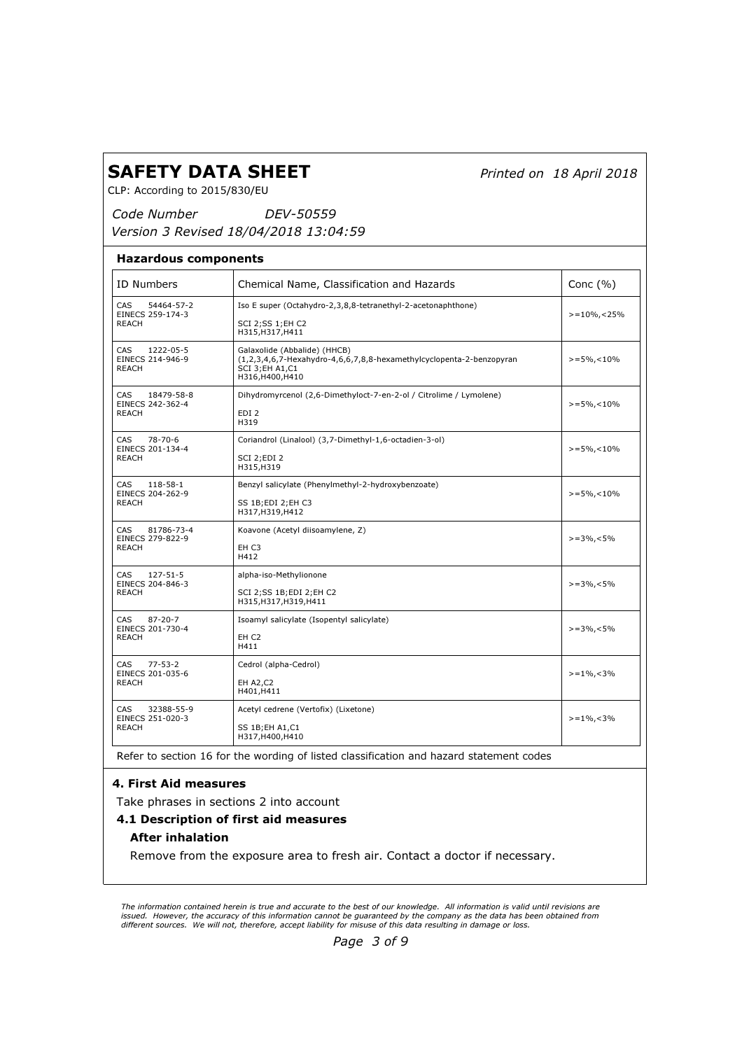# SAFETY DATA SHEET

*Printed on 18 April 2018*

CLP: According to 2015/830/EU

*Code Number DEV-50559*

*Version 3 Revised 18/04/2018 13:04:59*

### Hazardous components

| ID Numbers | Chemical Name, Classification and Hazards | Conc (%) |
|---|---|---|
| CAS 54464-57-2<br>EINECS 259-174-3<br>REACH | Iso E super (Octahydro-2,3,8,8-tetranethyl-2-acetonaphthone)<br>SCI 2;SS 1;EH C2<br>H315,H317,H411 | >=10%,<25% |
| CAS 1222-05-5<br>EINECS 214-946-9<br>REACH | Galaxolide (Abbalide) (HHCB)<br>(1,2,3,4,6,7-Hexahydro-4,6,6,7,8,8-hexamethylcyclopenta-2-benzopyran<br>SCI 3;EH A1,C1<br>H316,H400,H410 | >=5%,<10% |
| CAS 18479-58-8<br>EINECS 242-362-4<br>REACH | Dihydromyrcenol (2,6-Dimethyloct-7-en-2-ol / Citrolime / Lymolene)<br>EDI 2<br>H319 | >=5%,<10% |
| CAS 78-70-6<br>EINECS 201-134-4<br>REACH | Coriandrol (Linalool) (3,7-Dimethyl-1,6-octadien-3-ol)<br>SCI 2;EDI 2<br>H315,H319 | >=5%,<10% |
| CAS 118-58-1<br>EINECS 204-262-9<br>REACH | Benzyl salicylate (Phenylmethyl-2-hydroxybenzoate)<br>SS 1B;EDI 2;EH C3<br>H317,H319,H412 | >=5%,<10% |
| CAS 81786-73-4<br>EINECS 279-822-9<br>REACH | Koavone (Acetyl diisoamylene, Z)<br>EH C3<br>H412 | >=3%,<5% |
| CAS 127-51-5<br>EINECS 204-846-3<br>REACH | alpha-iso-Methylionone<br>SCI 2;SS 1B;EDI 2;EH C2<br>H315,H317,H319,H411 | >=3%,<5% |
| CAS 87-20-7<br>EINECS 201-730-4<br>REACH | Isoamyl salicylate (Isopentyl salicylate)<br>EH C2<br>H411 | >=3%,<5% |
| CAS 77-53-2<br>EINECS 201-035-6<br>REACH | Cedrol (alpha-Cedrol)<br>EH A2,C2<br>H401,H411 | >=1%,<3% |
| CAS 32388-55-9<br>EINECS 251-020-3<br>REACH | Acetyl cedrene (Vertofix) (Lixetone)<br>SS 1B;EH A1,C1<br>H317,H400,H410 | >=1%,<3% |

Refer to section 16 for the wording of listed classification and hazard statement codes

## 4. First Aid measures

Take phrases in sections 2 into account

### 4.1 Description of first aid measures

**After inhalation**

Remove from the exposure area to fresh air. Contact a doctor if necessary.

*The information contained herein is true and accurate to the best of our knowledge. All information is valid until revisions are issued. However, the accuracy of this information cannot be guaranteed by the company as the data has been obtained from different sources. We will not, therefore, accept liability for misuse of this data resulting in damage or loss.*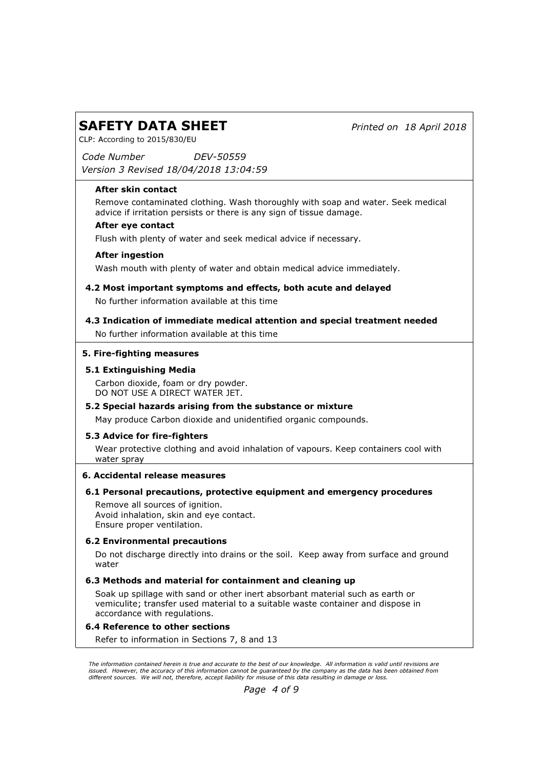**After skin contact**

Remove contaminated clothing. Wash thoroughly with soap and water. Seek medical advice if irritation persists or there is any sign of tissue damage.

**After eye contact**

Flush with plenty of water and seek medical advice if necessary.

**After ingestion**

Wash mouth with plenty of water and obtain medical advice immediately.

### 4.2 Most important symptoms and effects, both acute and delayed

No further information available at this time

### 4.3 Indication of immediate medical attention and special treatment needed

No further information available at this time

## 5. Fire-fighting measures

### 5.1 Extinguishing Media

Carbon dioxide, foam or dry powder.
DO NOT USE A DIRECT WATER JET.

### 5.2 Special hazards arising from the substance or mixture

May produce Carbon dioxide and unidentified organic compounds.

### 5.3 Advice for fire-fighters

Wear protective clothing and avoid inhalation of vapours. Keep containers cool with water spray

## 6. Accidental release measures

### 6.1 Personal precautions, protective equipment and emergency procedures

Remove all sources of ignition.
Avoid inhalation, skin and eye contact.
Ensure proper ventilation.

### 6.2 Environmental precautions

Do not discharge directly into drains or the soil. Keep away from surface and ground water

### 6.3 Methods and material for containment and cleaning up

Soak up spillage with sand or other inert absorbant material such as earth or vemiculite; transfer used material to a suitable waste container and dispose in accordance with regulations.

### 6.4 Reference to other sections

Refer to information in Sections 7, 8 and 13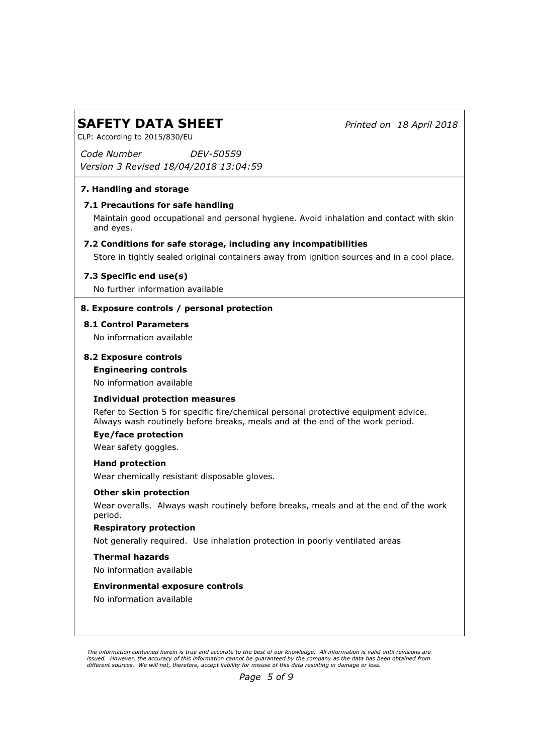## 7. Handling and storage

### 7.1 Precautions for safe handling

Maintain good occupational and personal hygiene. Avoid inhalation and contact with skin and eyes.

### 7.2 Conditions for safe storage, including any incompatibilities

Store in tightly sealed original containers away from ignition sources and in a cool place.

### 7.3 Specific end use(s)

No further information available

## 8. Exposure controls / personal protection

### 8.1 Control Parameters

No information available

### 8.2 Exposure controls

**Engineering controls**

No information available

**Individual protection measures**

Refer to Section 5 for specific fire/chemical personal protective equipment advice. Always wash routinely before breaks, meals and at the end of the work period.

**Eye/face protection**

Wear safety goggles.

**Hand protection**

Wear chemically resistant disposable gloves.

**Other skin protection**

Wear overalls. Always wash routinely before breaks, meals and at the end of the work period.

**Respiratory protection**

Not generally required. Use inhalation protection in poorly ventilated areas

**Thermal hazards**

No information available

**Environmental exposure controls**

No information available

*The information contained herein is true and accurate to the best of our knowledge. All information is valid until revisions are issued. However, the accuracy of this information cannot be guaranteed by the company as the data has been obtained from different sources. We will not, therefore, accept liability for misuse of this data resulting in damage or loss.*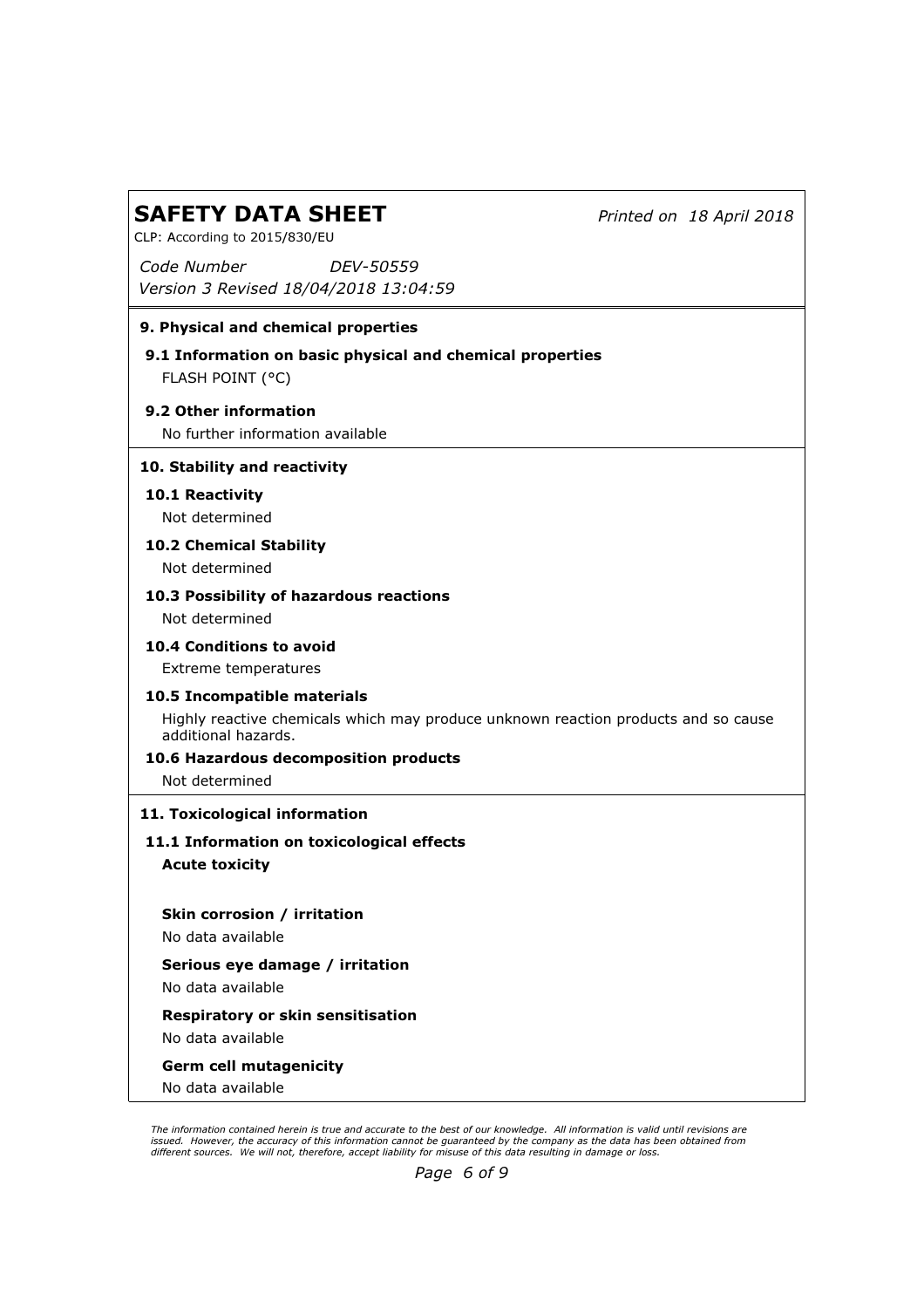## 9. Physical and chemical properties

### 9.1 Information on basic physical and chemical properties

FLASH POINT (°C)

### 9.2 Other information

No further information available

## 10. Stability and reactivity

### 10.1 Reactivity

Not determined

### 10.2 Chemical Stability

Not determined

### 10.3 Possibility of hazardous reactions

Not determined

### 10.4 Conditions to avoid

Extreme temperatures

### 10.5 Incompatible materials

Highly reactive chemicals which may produce unknown reaction products and so cause additional hazards.

### 10.6 Hazardous decomposition products

Not determined

## 11. Toxicological information

### 11.1 Information on toxicological effects

**Acute toxicity**

**Skin corrosion / irritation**

No data available

**Serious eye damage / irritation**

No data available

**Respiratory or skin sensitisation**

No data available

**Germ cell mutagenicity**

No data available

*The information contained herein is true and accurate to the best of our knowledge. All information is valid until revisions are issued. However, the accuracy of this information cannot be guaranteed by the company as the data has been obtained from different sources. We will not, therefore, accept liability for misuse of this data resulting in damage or loss.*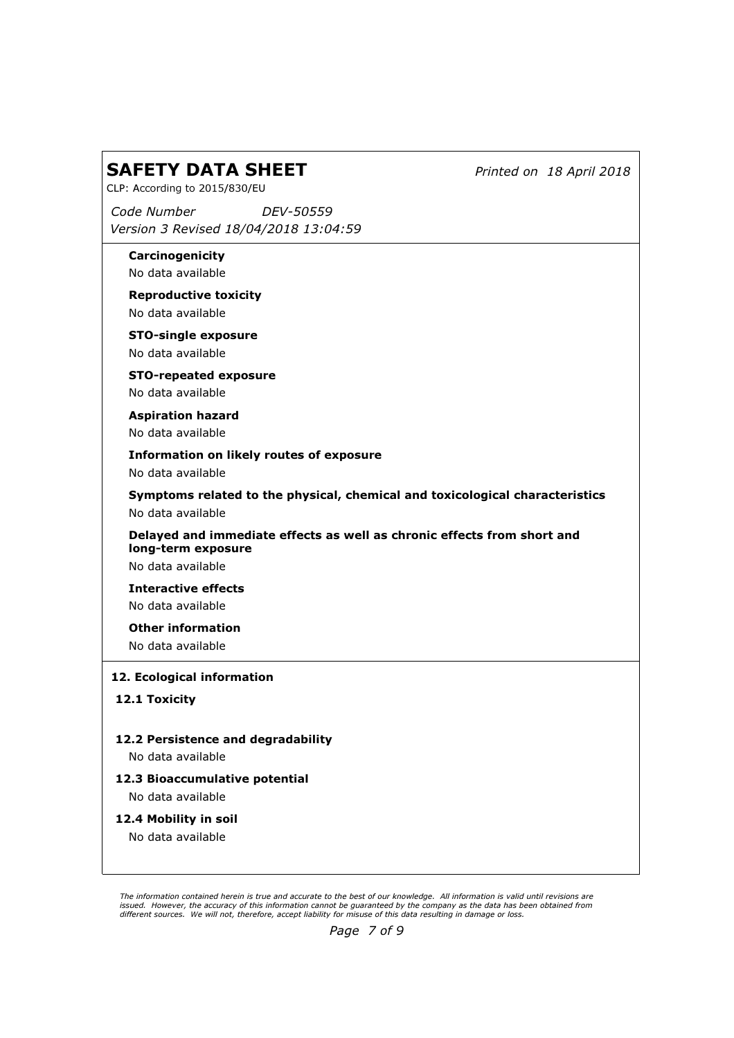**Carcinogenicity**

No data available

**Reproductive toxicity**

No data available

**STO-single exposure**

No data available

**STO-repeated exposure**

No data available

**Aspiration hazard**

No data available

**Information on likely routes of exposure**

No data available

**Symptoms related to the physical, chemical and toxicological characteristics**

No data available

**Delayed and immediate effects as well as chronic effects from short and long-term exposure**

No data available

**Interactive effects**

No data available

**Other information**

No data available

## 12. Ecological information

### 12.1 Toxicity

### 12.2 Persistence and degradability

No data available

### 12.3 Bioaccumulative potential

No data available

### 12.4 Mobility in soil

No data available

*The information contained herein is true and accurate to the best of our knowledge. All information is valid until revisions are issued. However, the accuracy of this information cannot be guaranteed by the company as the data has been obtained from different sources. We will not, therefore, accept liability for misuse of this data resulting in damage or loss.*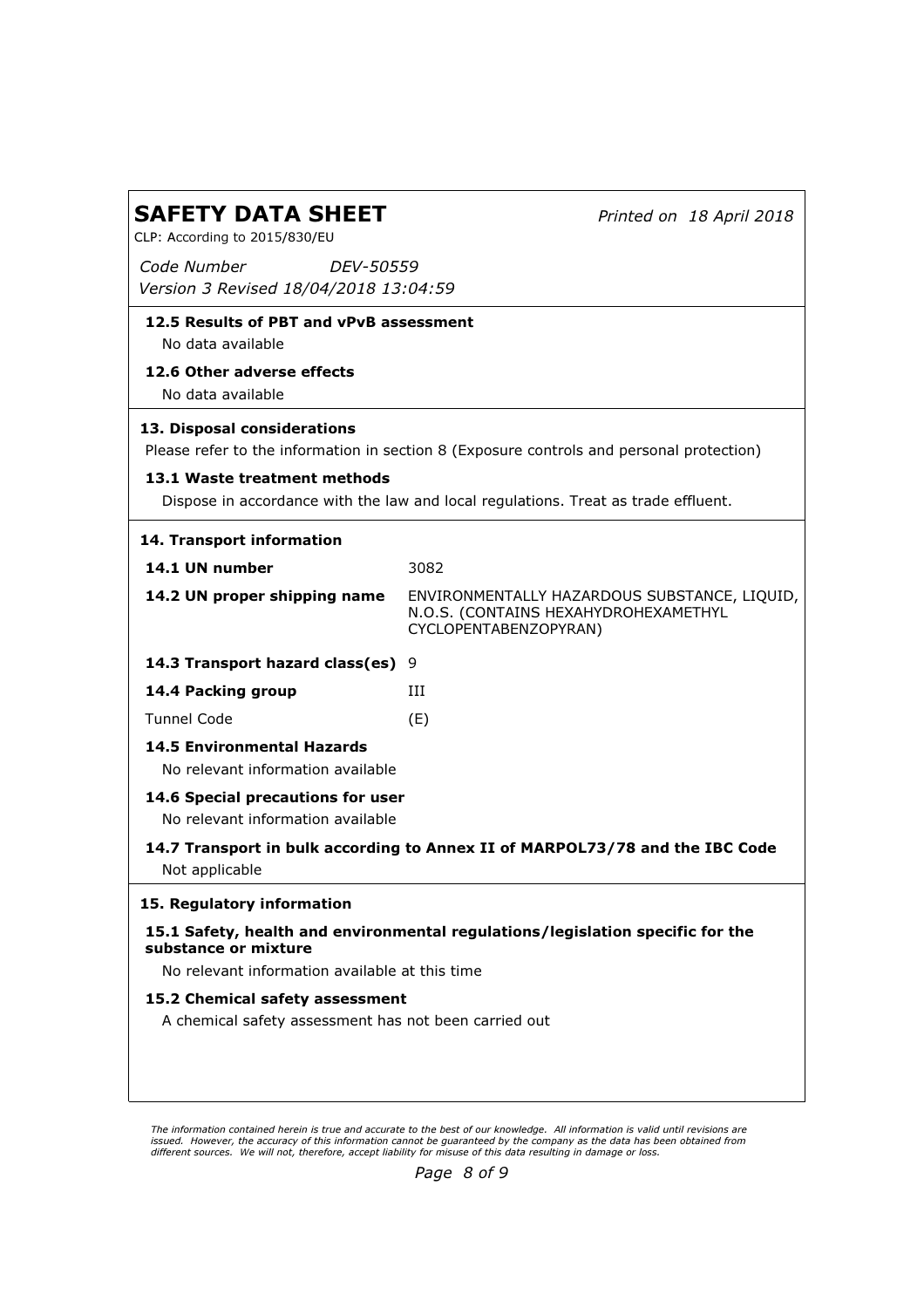### 12.5 Results of PBT and vPvB assessment

No data available

### 12.6 Other adverse effects

No data available

## 13. Disposal considerations

Please refer to the information in section 8 (Exposure controls and personal protection)

### 13.1 Waste treatment methods

Dispose in accordance with the law and local regulations. Treat as trade effluent.

## 14. Transport information

| | |
|---|---|
| **14.1 UN number** | 3082 |
| **14.2 UN proper shipping name** | ENVIRONMENTALLY HAZARDOUS SUBSTANCE, LIQUID, N.O.S. (CONTAINS HEXAHYDROHEXAMETHYL CYCLOPENTABENZOPYRAN) |
| **14.3 Transport hazard class(es)** | 9 |
| **14.4 Packing group** | III |
| Tunnel Code | (E) |

### 14.5 Environmental Hazards

No relevant information available

### 14.6 Special precautions for user

No relevant information available

### 14.7 Transport in bulk according to Annex II of MARPOL73/78 and the IBC Code

Not applicable

## 15. Regulatory information

### 15.1 Safety, health and environmental regulations/legislation specific for the substance or mixture

No relevant information available at this time

### 15.2 Chemical safety assessment

A chemical safety assessment has not been carried out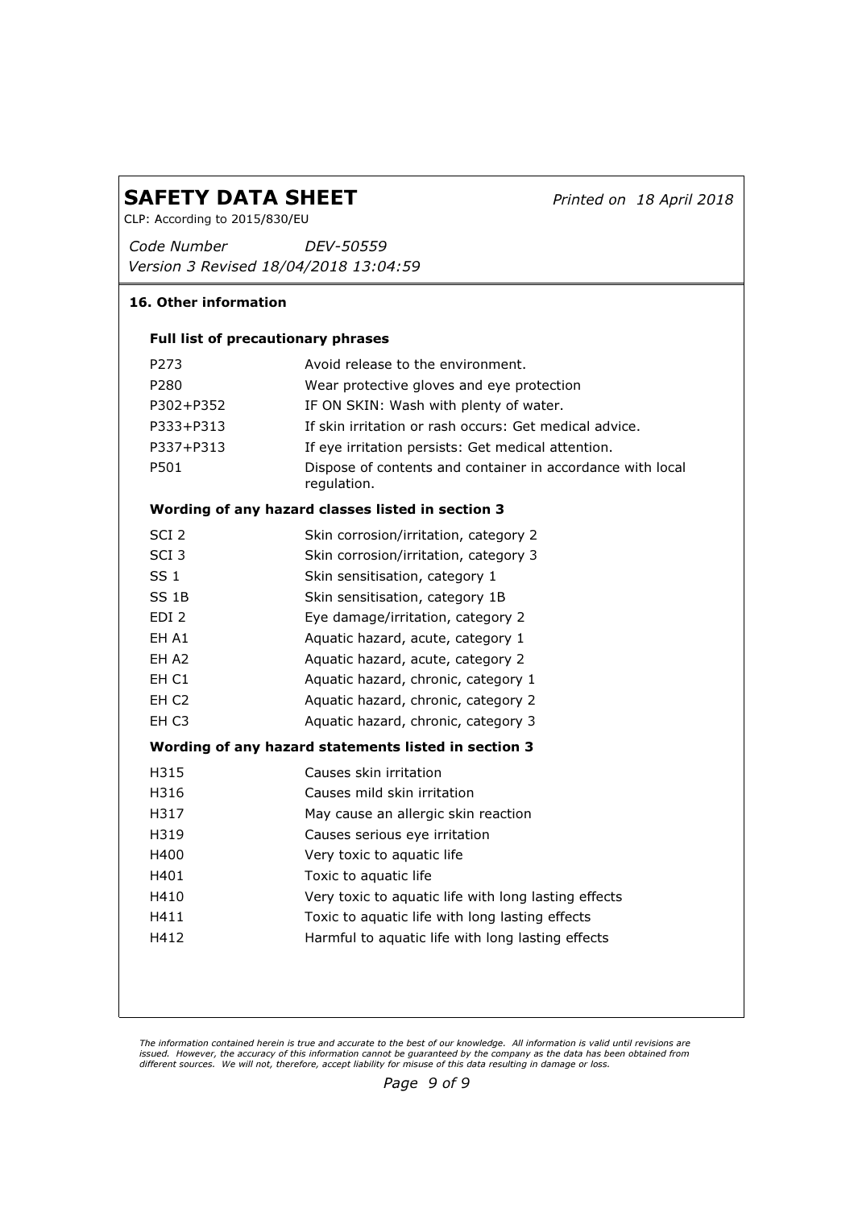## 16. Other information

### Full list of precautionary phrases

| | |
|---|---|
| P273 | Avoid release to the environment. |
| P280 | Wear protective gloves and eye protection |
| P302+P352 | IF ON SKIN: Wash with plenty of water. |
| P333+P313 | If skin irritation or rash occurs: Get medical advice. |
| P337+P313 | If eye irritation persists: Get medical attention. |
| P501 | Dispose of contents and container in accordance with local regulation. |

### Wording of any hazard classes listed in section 3

| | |
|---|---|
| SCI 2 | Skin corrosion/irritation, category 2 |
| SCI 3 | Skin corrosion/irritation, category 3 |
| SS 1 | Skin sensitisation, category 1 |
| SS 1B | Skin sensitisation, category 1B |
| EDI 2 | Eye damage/irritation, category 2 |
| EH A1 | Aquatic hazard, acute, category 1 |
| EH A2 | Aquatic hazard, acute, category 2 |
| EH C1 | Aquatic hazard, chronic, category 1 |
| EH C2 | Aquatic hazard, chronic, category 2 |
| EH C3 | Aquatic hazard, chronic, category 3 |

### Wording of any hazard statements listed in section 3

| | |
|---|---|
| H315 | Causes skin irritation |
| H316 | Causes mild skin irritation |
| H317 | May cause an allergic skin reaction |
| H319 | Causes serious eye irritation |
| H400 | Very toxic to aquatic life |
| H401 | Toxic to aquatic life |
| H410 | Very toxic to aquatic life with long lasting effects |
| H411 | Toxic to aquatic life with long lasting effects |
| H412 | Harmful to aquatic life with long lasting effects |